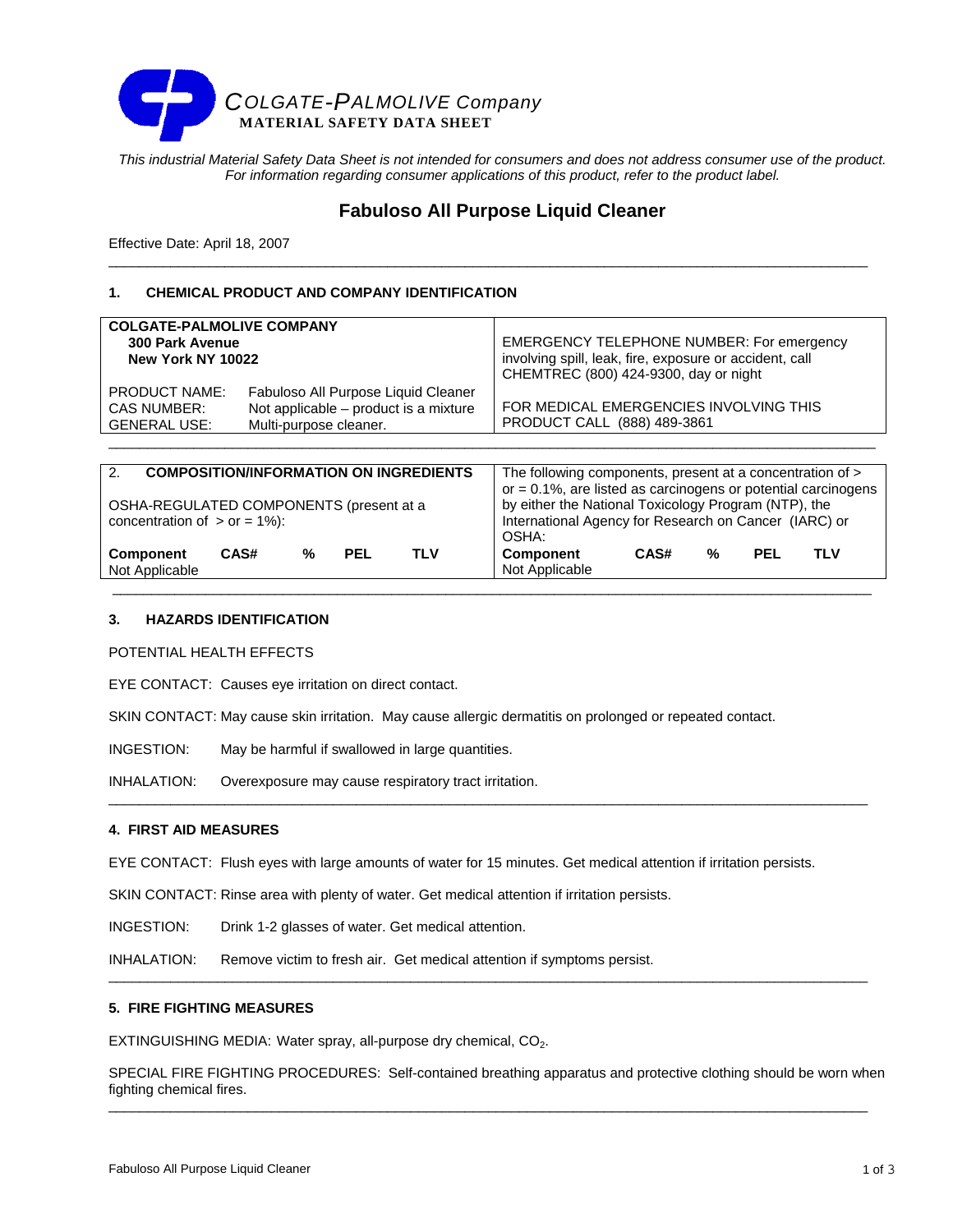# COLGATE-PALMOLIVE Company

**MATERIAL SAFETY DATA SHEET**

*This industrial Material Safety Data Sheet is not intended for consumers and does not address consumer use of the product. For information regarding consumer applications of this product, refer to the product label.*

## Fabuloso All Purpose Liquid Cleaner

Effective Date: April 18, 2007

---

### 1. CHEMICAL PRODUCT AND COMPANY IDENTIFICATION

| | |
|---|---|
| **COLGATE-PALMOLIVE COMPANY**<br>**300 Park Avenue**<br>**New York NY 10022** | EMERGENCY TELEPHONE NUMBER: For emergency involving spill, leak, fire, exposure or accident, call CHEMTREC (800) 424-9300, day or night |
| PRODUCT NAME: Fabuloso All Purpose Liquid Cleaner<br>CAS NUMBER: Not applicable – product is a mixture<br>GENERAL USE: Multi-purpose cleaner. | FOR MEDICAL EMERGENCIES INVOLVING THIS PRODUCT CALL (888) 489-3861 |

---

### 2. COMPOSITION/INFORMATION ON INGREDIENTS

OSHA-REGULATED COMPONENTS (present at a concentration of > or = 1%):

| Component | CAS# | % | PEL | TLV |
|---|---|---|---|---|
| Not Applicable | | | | |

The following components, present at a concentration of > or = 0.1%, are listed as carcinogens or potential carcinogens by either the National Toxicology Program (NTP), the International Agency for Research on Cancer (IARC) or OSHA:

| Component | CAS# | % | PEL | TLV |
|---|---|---|---|---|
| Not Applicable | | | | |

---

### 3. HAZARDS IDENTIFICATION

POTENTIAL HEALTH EFFECTS

EYE CONTACT: Causes eye irritation on direct contact.

SKIN CONTACT: May cause skin irritation. May cause allergic dermatitis on prolonged or repeated contact.

INGESTION: May be harmful if swallowed in large quantities.

INHALATION: Overexposure may cause respiratory tract irritation.

---

### 4. FIRST AID MEASURES

EYE CONTACT: Flush eyes with large amounts of water for 15 minutes. Get medical attention if irritation persists.

SKIN CONTACT: Rinse area with plenty of water. Get medical attention if irritation persists.

INGESTION: Drink 1-2 glasses of water. Get medical attention.

INHALATION: Remove victim to fresh air. Get medical attention if symptoms persist.

---

### 5. FIRE FIGHTING MEASURES

EXTINGUISHING MEDIA: Water spray, all-purpose dry chemical, $CO_2$.

SPECIAL FIRE FIGHTING PROCEDURES: Self-contained breathing apparatus and protective clothing should be worn when fighting chemical fires.

---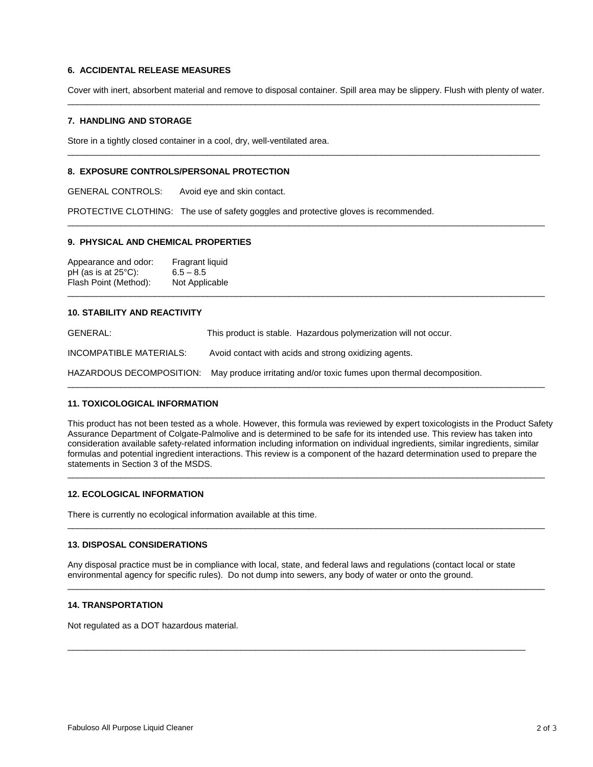## 6. ACCIDENTAL RELEASE MEASURES

Cover with inert, absorbent material and remove to disposal container. Spill area may be slippery. Flush with plenty of water.

---

## 7. HANDLING AND STORAGE

Store in a tightly closed container in a cool, dry, well-ventilated area.

---

## 8. EXPOSURE CONTROLS/PERSONAL PROTECTION

GENERAL CONTROLS: Avoid eye and skin contact.

PROTECTIVE CLOTHING: The use of safety goggles and protective gloves is recommended.

---

## 9. PHYSICAL AND CHEMICAL PROPERTIES

| | |
|---|---|
| Appearance and odor: | Fragrant liquid |
| pH (as is at 25°C): | 6.5 – 8.5 |
| Flash Point (Method): | Not Applicable |

---

## 10. STABILITY AND REACTIVITY

GENERAL: This product is stable. Hazardous polymerization will not occur.

INCOMPATIBLE MATERIALS: Avoid contact with acids and strong oxidizing agents.

HAZARDOUS DECOMPOSITION: May produce irritating and/or toxic fumes upon thermal decomposition.

---

## 11. TOXICOLOGICAL INFORMATION

This product has not been tested as a whole. However, this formula was reviewed by expert toxicologists in the Product Safety Assurance Department of Colgate-Palmolive and is determined to be safe for its intended use. This review has taken into consideration available safety-related information including information on individual ingredients, similar ingredients, similar formulas and potential ingredient interactions. This review is a component of the hazard determination used to prepare the statements in Section 3 of the MSDS.

---

## 12. ECOLOGICAL INFORMATION

There is currently no ecological information available at this time.

---

## 13. DISPOSAL CONSIDERATIONS

Any disposal practice must be in compliance with local, state, and federal laws and regulations (contact local or state environmental agency for specific rules). Do not dump into sewers, any body of water or onto the ground.

---

## 14. TRANSPORTATION

Not regulated as a DOT hazardous material.

---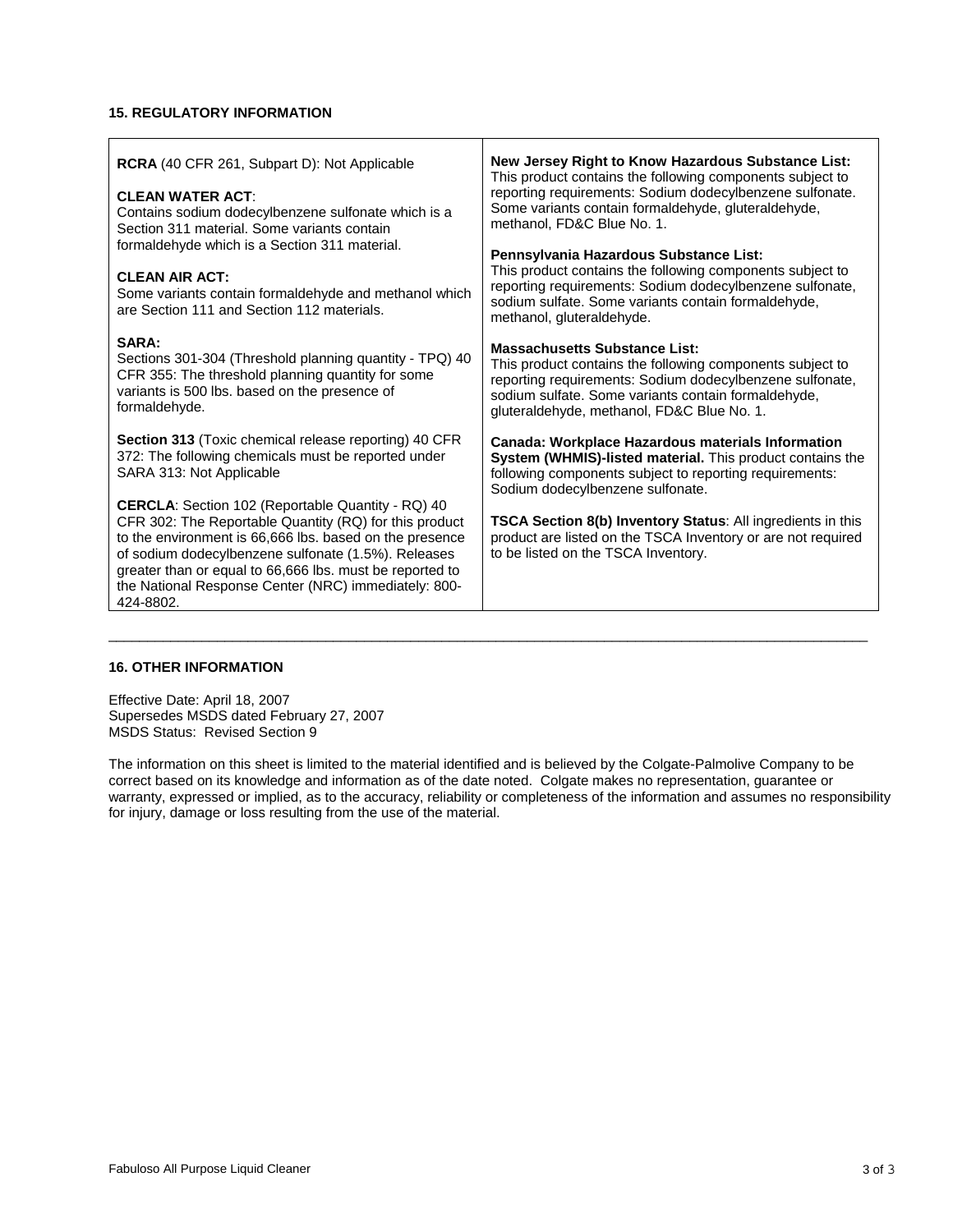## 15. REGULATORY INFORMATION

**RCRA** (40 CFR 261, Subpart D): Not Applicable

**CLEAN WATER ACT**:
Contains sodium dodecylbenzene sulfonate which is a Section 311 material. Some variants contain formaldehyde which is a Section 311 material.

**CLEAN AIR ACT:**
Some variants contain formaldehyde and methanol which are Section 111 and Section 112 materials.

**SARA:**
Sections 301-304 (Threshold planning quantity - TPQ) 40 CFR 355: The threshold planning quantity for some variants is 500 lbs. based on the presence of formaldehyde.

**Section 313** (Toxic chemical release reporting) 40 CFR 372: The following chemicals must be reported under SARA 313: Not Applicable

**CERCLA**: Section 102 (Reportable Quantity - RQ) 40 CFR 302: The Reportable Quantity (RQ) for this product to the environment is 66,666 lbs. based on the presence of sodium dodecylbenzene sulfonate (1.5%). Releases greater than or equal to 66,666 lbs. must be reported to the National Response Center (NRC) immediately: 800-424-8802.

**New Jersey Right to Know Hazardous Substance List:**
This product contains the following components subject to reporting requirements: Sodium dodecylbenzene sulfonate. Some variants contain formaldehyde, gluteraldehyde, methanol, FD&C Blue No. 1.

**Pennsylvania Hazardous Substance List:**
This product contains the following components subject to reporting requirements: Sodium dodecylbenzene sulfonate, sodium sulfate. Some variants contain formaldehyde, methanol, gluteraldehyde.

**Massachusetts Substance List:**
This product contains the following components subject to reporting requirements: Sodium dodecylbenzene sulfonate, sodium sulfate. Some variants contain formaldehyde, gluteraldehyde, methanol, FD&C Blue No. 1.

**Canada: Workplace Hazardous materials Information System (WHMIS)-listed material.** This product contains the following components subject to reporting requirements: Sodium dodecylbenzene sulfonate.

**TSCA Section 8(b) Inventory Status**: All ingredients in this product are listed on the TSCA Inventory or are not required to be listed on the TSCA Inventory.

---

## 16. OTHER INFORMATION

Effective Date: April 18, 2007
Supersedes MSDS dated February 27, 2007
MSDS Status: Revised Section 9

The information on this sheet is limited to the material identified and is believed by the Colgate-Palmolive Company to be correct based on its knowledge and information as of the date noted. Colgate makes no representation, guarantee or warranty, expressed or implied, as to the accuracy, reliability or completeness of the information and assumes no responsibility for injury, damage or loss resulting from the use of the material.